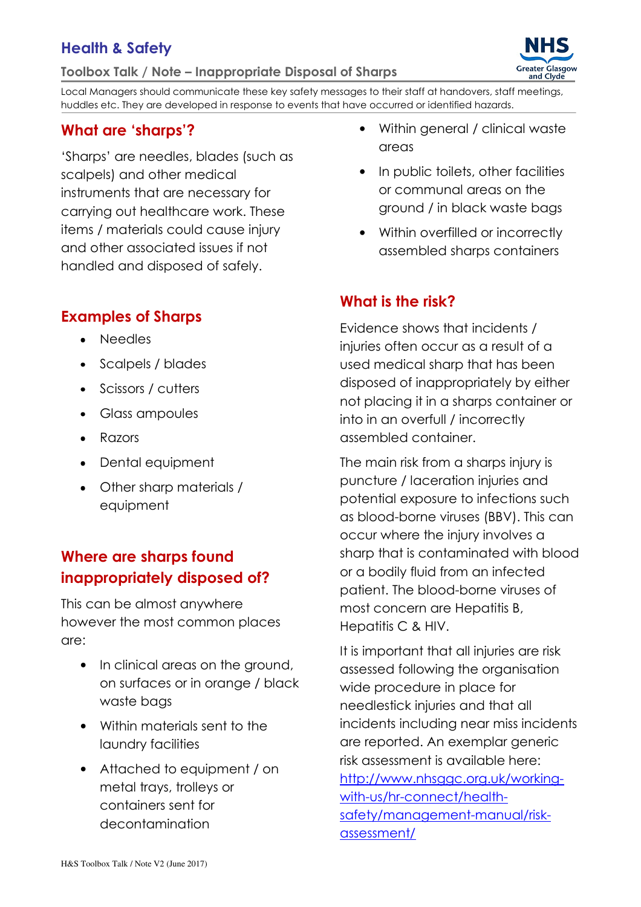# Health & Safety

## Toolbox Talk / Note – Inappropriate Disposal of Sharps

Local Managers should communicate these key safety messages to their staff at handovers, staff meetings, huddles etc. They are developed in response to events that have occurred or identified hazards.

## What are 'sharps'?

'Sharps' are needles, blades (such as scalpels) and other medical instruments that are necessary for carrying out healthcare work. These items / materials could cause injury and other associated issues if not handled and disposed of safely.

## Examples of Sharps

- Needles
- Scalpels / blades
- Scissors / cutters
- Glass ampoules
- Razors
- Dental equipment
- Other sharp materials / equipment

## Where are sharps found inappropriately disposed of?

This can be almost anywhere however the most common places are:

- In clinical areas on the ground, on surfaces or in orange / black waste bags
- Within materials sent to the laundry facilities
- Attached to equipment / on metal trays, trolleys or containers sent for decontamination
- Within general / clinical waste areas
- In public toilets, other facilities or communal areas on the ground / in black waste bags
- Within overfilled or incorrectly assembled sharps containers

## What is the risk?

Evidence shows that incidents / injuries often occur as a result of a used medical sharp that has been disposed of inappropriately by either not placing it in a sharps container or into in an overfull / incorrectly assembled container.

The main risk from a sharps injury is puncture / laceration injuries and potential exposure to infections such as blood-borne viruses (BBV). This can occur where the injury involves a sharp that is contaminated with blood or a bodily fluid from an infected patient. The blood-borne viruses of most concern are Hepatitis B, Hepatitis C & HIV.

It is important that all injuries are risk assessed following the organisation wide procedure in place for needlestick injuries and that all incidents including near miss incidents are reported. An exemplar generic risk assessment is available here: http://www.nhsggc.org.uk/working-with-us/hr-connect/health-safety/management-manual/risk-assessment/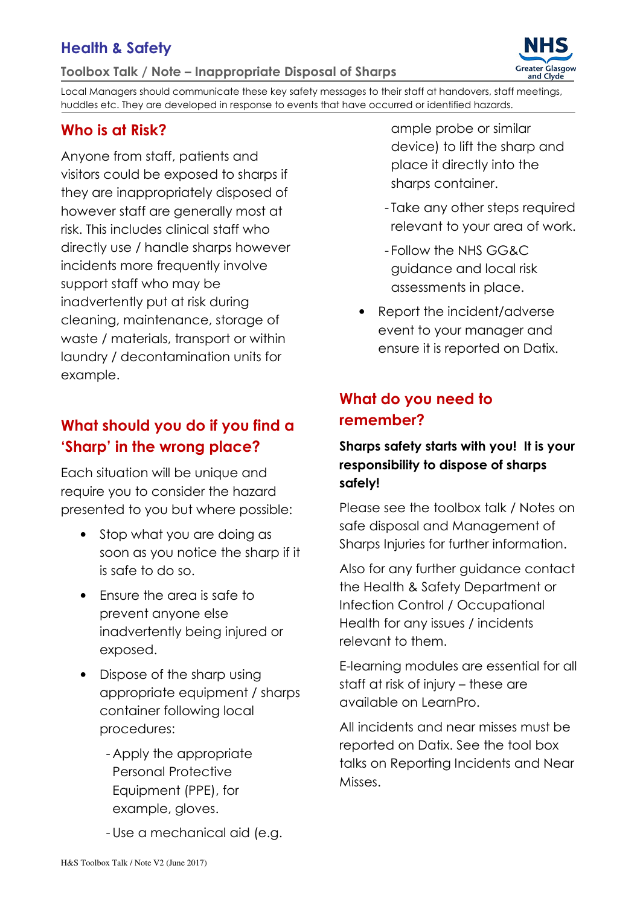# Health & Safety

## Toolbox Talk / Note – Inappropriate Disposal of Sharps

Local Managers should communicate these key safety messages to their staff at handovers, staff meetings, huddles etc. They are developed in response to events that have occurred or identified hazards.

## Who is at Risk?

Anyone from staff, patients and visitors could be exposed to sharps if they are inappropriately disposed of however staff are generally most at risk. This includes clinical staff who directly use / handle sharps however incidents more frequently involve support staff who may be inadvertently put at risk during cleaning, maintenance, storage of waste / materials, transport or within laundry / decontamination units for example.

## What should you do if you find a 'Sharp' in the wrong place?

Each situation will be unique and require you to consider the hazard presented to you but where possible:

- Stop what you are doing as soon as you notice the sharp if it is safe to do so.
- Ensure the area is safe to prevent anyone else inadvertently being injured or exposed.
- Dispose of the sharp using appropriate equipment / sharps container following local procedures:
  - Apply the appropriate Personal Protective Equipment (PPE), for example, gloves.
  - Use a mechanical aid (e.g. ample probe or similar device) to lift the sharp and place it directly into the sharps container.
  - Take any other steps required relevant to your area of work.
  - Follow the NHS GG&C guidance and local risk assessments in place.
- Report the incident/adverse event to your manager and ensure it is reported on Datix.

## What do you need to remember?

**Sharps safety starts with you! It is your responsibility to dispose of sharps safely!**

Please see the toolbox talk / Notes on safe disposal and Management of Sharps Injuries for further information.

Also for any further guidance contact the Health & Safety Department or Infection Control / Occupational Health for any issues / incidents relevant to them.

E-learning modules are essential for all staff at risk of injury – these are available on LearnPro.

All incidents and near misses must be reported on Datix. See the tool box talks on Reporting Incidents and Near Misses.

H&S Toolbox Talk / Note V2 (June 2017)